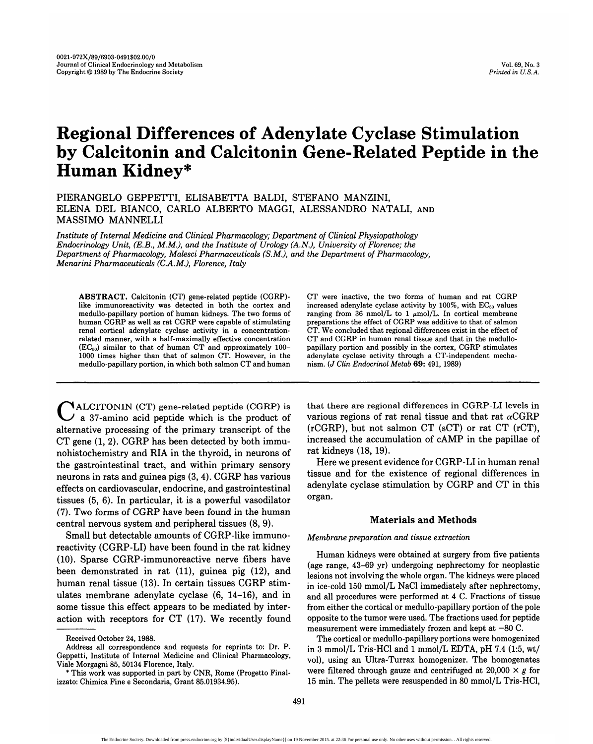# Regional Differences of Adenylate Cyclase Stimulation by Calcitonin and Calcitonin Gene-Related Peptide in the Human Kidney*

PIERANGELO GEPPETTI, ELISABETTA BALDI, STEFANO MANZINI, ELENA DEL BIANCO, CARLO ALBERTO MAGGI, ALESSANDRO NATALI, AND MASSIMO MANNELLI

*Institute of Internal Medicine and Clinical Pharmacology; Department of Clinical Physiopathology Endocrinology Unit, (E.B., M.M.), and the Institute of Urology (A.N.), University of Florence; the Department of Pharmacology, Malesci Pharmaceuticals (S.M.), and the Department of Pharmacology, Menarini Pharmaceuticals (C.A.M.), Florence, Italy*

**ABSTRACT.** Calcitonin (CT) gene-related peptide (CGRP)-like immunoreactivity was detected in both the cortex and medullo-papillary portion of human kidneys. The two forms of human CGRP as well as rat CGRP were capable of stimulating renal cortical adenylate cyclase activity in a concentration-related manner, with a half-maximally effective concentration ($EC_{50}$) similar to that of human CT and approximately 100–1000 times higher than that of salmon CT. However, in the medullo-papillary portion, in which both salmon CT and human CT were inactive, the two forms of human and rat CGRP increased adenylate cyclase activity by 100%, with $EC_{50}$ values ranging from 36 nmol/L to 1 μmol/L. In cortical membrane preparations the effect of CGRP was additive to that of salmon CT. We concluded that regional differences exist in the effect of CT and CGRP in human renal tissue and that in the medullo-papillary portion and possibly in the cortex, CGRP stimulates adenylate cyclase activity through a CT-independent mechanism. (*J Clin Endocrinol Metab* **69:** 491, 1989)

CALCITONIN (CT) gene-related peptide (CGRP) is a 37-amino acid peptide which is the product of alternative processing of the primary transcript of the CT gene (1, 2). CGRP has been detected by both immunohistochemistry and RIA in the thyroid, in neurons of the gastrointestinal tract, and within primary sensory neurons in rats and guinea pigs (3, 4). CGRP has various effects on cardiovascular, endocrine, and gastrointestinal tissues (5, 6). In particular, it is a powerful vasodilator (7). Two forms of CGRP have been found in the human central nervous system and peripheral tissues (8, 9).

Small but detectable amounts of CGRP-like immunoreactivity (CGRP-LI) have been found in the rat kidney (10). Sparse CGRP-immunoreactive nerve fibers have been demonstrated in rat (11), guinea pig (12), and human renal tissue (13). In certain tissues CGRP stimulates membrane adenylate cyclase (6, 14–16), and in some tissue this effect appears to be mediated by interaction with receptors for CT (17). We recently found that there are regional differences in CGRP-LI levels in various regions of rat renal tissue and that rat αCGRP (rCGRP), but not salmon CT (sCT) or rat CT (rCT), increased the accumulation of cAMP in the papillae of rat kidneys (18, 19).

Here we present evidence for CGRP-LI in human renal tissue and for the existence of regional differences in adenylate cyclase stimulation by CGRP and CT in this organ.

## Materials and Methods

### *Membrane preparation and tissue extraction*

Human kidneys were obtained at surgery from five patients (age range, 43–69 yr) undergoing nephrectomy for neoplastic lesions not involving the whole organ. The kidneys were placed in ice-cold 150 mmol/L NaCl immediately after nephrectomy, and all procedures were performed at 4 C. Fractions of tissue from either the cortical or medullo-papillary portion of the pole opposite to the tumor were used. The fractions used for peptide measurement were immediately frozen and kept at −80 C.

The cortical or medullo-papillary portions were homogenized in 3 mmol/L Tris-HCl and 1 mmol/L EDTA, pH 7.4 (1:5, wt/vol), using an Ultra-Turrax homogenizer. The homogenates were filtered through gauze and centrifuged at 20,000 × g for 15 min. The pellets were resuspended in 80 mmol/L Tris-HCl,

Received October 24, 1988.

Address all correspondence and requests for reprints to: Dr. P. Geppetti, Institute of Internal Medicine and Clinical Pharmacology, Viale Morgagni 85, 50134 Florence, Italy.

* This work was supported in part by CNR, Rome (Progetto Finalizzato: Chimica Fine e Secondaria, Grant 85.01934.95).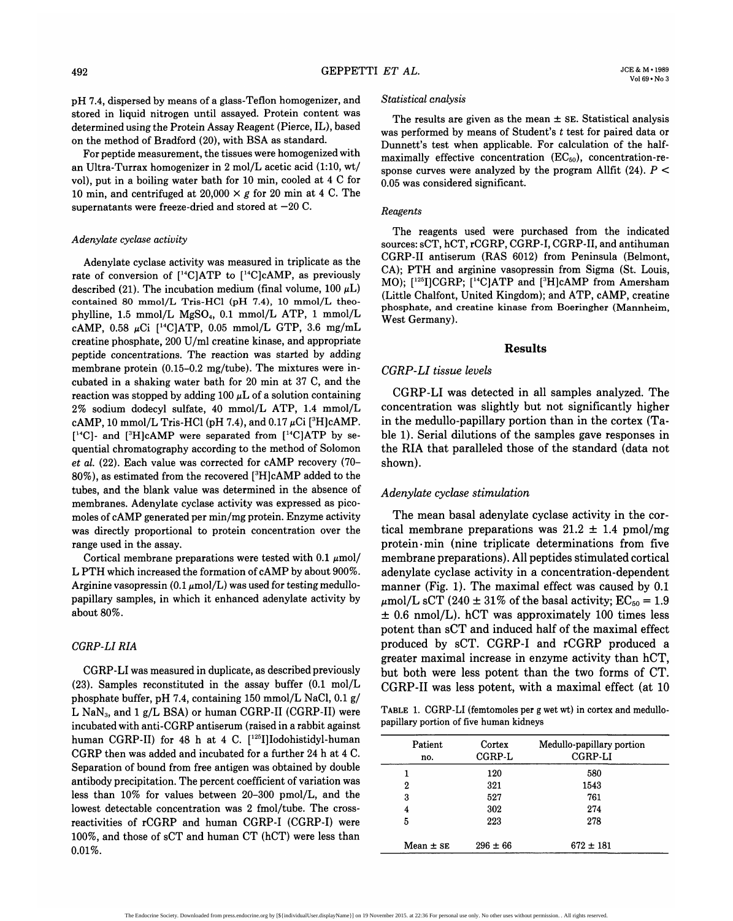pH 7.4, dispersed by means of a glass-Teflon homogenizer, and stored in liquid nitrogen until assayed. Protein content was determined using the Protein Assay Reagent (Pierce, IL), based on the method of Bradford (20), with BSA as standard.

For peptide measurement, the tissues were homogenized with an Ultra-Turrax homogenizer in 2 mol/L acetic acid (1:10, wt/vol), put in a boiling water bath for 10 min, cooled at 4 C for 10 min, and centrifuged at 20,000 × *g* for 20 min at 4 C. The supernatants were freeze-dried and stored at −20 C.

### *Adenylate cyclase activity*

Adenylate cyclase activity was measured in triplicate as the rate of conversion of [$^{14}$C]ATP to [$^{14}$C]cAMP, as previously described (21). The incubation medium (final volume, 100 μL) contained 80 mmol/L Tris-HCl (pH 7.4), 10 mmol/L theophylline, 1.5 mmol/L $MgSO_4$, 0.1 mmol/L ATP, 1 mmol/L cAMP, 0.58 μCi [$^{14}$C]ATP, 0.05 mmol/L GTP, 3.6 mg/mL creatine phosphate, 200 U/ml creatine kinase, and appropriate peptide concentrations. The reaction was started by adding membrane protein (0.15–0.2 mg/tube). The mixtures were incubated in a shaking water bath for 20 min at 37 C, and the reaction was stopped by adding 100 μL of a solution containing 2% sodium dodecyl sulfate, 40 mmol/L ATP, 1.4 mmol/L cAMP, 10 mmol/L Tris-HCl (pH 7.4), and 0.17 μCi [$^{3}$H]cAMP. [$^{14}$C]- and [$^{3}$H]cAMP were separated from [$^{14}$C]ATP by sequential chromatography according to the method of Solomon *et al.* (22). Each value was corrected for cAMP recovery (70–80%), as estimated from the recovered [$^{3}$H]cAMP added to the tubes, and the blank value was determined in the absence of membranes. Adenylate cyclase activity was expressed as picomoles of cAMP generated per min/mg protein. Enzyme activity was directly proportional to protein concentration over the range used in the assay.

Cortical membrane preparations were tested with 0.1 μmol/L PTH which increased the formation of cAMP by about 900%. Arginine vasopressin (0.1 μmol/L) was used for testing medullo-papillary samples, in which it enhanced adenylate activity by about 80%.

### *CGRP-LI RIA*

CGRP-LI was measured in duplicate, as described previously (23). Samples reconstituted in the assay buffer (0.1 mol/L phosphate buffer, pH 7.4, containing 150 mmol/L NaCl, 0.1 g/L $NaN_3$, and 1 g/L BSA) or human CGRP-II (CGRP-II) were incubated with anti-CGRP antiserum (raised in a rabbit against human CGRP-II) for 48 h at 4 C. [$^{125}$I]Iodohistidyl-human CGRP then was added and incubated for a further 24 h at 4 C. Separation of bound from free antigen was obtained by double antibody precipitation. The percent coefficient of variation was less than 10% for values between 20–300 pmol/L, and the lowest detectable concentration was 2 fmol/tube. The cross-reactivities of rCGRP and human CGRP-I (CGRP-I) were 100%, and those of sCT and human CT (hCT) were less than 0.01%.

### *Statistical analysis*

The results are given as the mean ± SE. Statistical analysis was performed by means of Student's *t* test for paired data or Dunnett's test when applicable. For calculation of the half-maximally effective concentration ($EC_{50}$), concentration-response curves were analyzed by the program Allfit (24). $P < 0.05$ was considered significant.

### *Reagents*

The reagents used were purchased from the indicated sources: sCT, hCT, rCGRP, CGRP-I, CGRP-II, and antihuman CGRP-II antiserum (RAS 6012) from Peninsula (Belmont, CA); PTH and arginine vasopressin from Sigma (St. Louis, MO); [$^{125}$I]CGRP; [$^{14}$C]ATP and [$^{3}$H]cAMP from Amersham (Little Chalfont, United Kingdom); and ATP, cAMP, creatine phosphate, and creatine kinase from Boeringher (Mannheim, West Germany).

## Results

### *CGRP-LI tissue levels*

CGRP-LI was detected in all samples analyzed. The concentration was slightly but not significantly higher in the medullo-papillary portion than in the cortex (Table 1). Serial dilutions of the samples gave responses in the RIA that paralleled those of the standard (data not shown).

### *Adenylate cyclase stimulation*

The mean basal adenylate cyclase activity in the cortical membrane preparations was 21.2 ± 1.4 pmol/mg protein·min (nine triplicate determinations from five membrane preparations). All peptides stimulated cortical adenylate cyclase activity in a concentration-dependent manner (Fig. 1). The maximal effect was caused by 0.1 μmol/L sCT (240 ± 31% of the basal activity; $EC_{50}$ = 1.9 ± 0.6 nmol/L). hCT was approximately 100 times less potent than sCT and induced half of the maximal effect produced by sCT. CGRP-I and rCGRP produced a greater maximal increase in enzyme activity than hCT, but both were less potent than the two forms of CT. CGRP-II was less potent, with a maximal effect (at 10

TABLE 1. CGRP-LI (femtomoles per g wet wt) in cortex and medullo-papillary portion of five human kidneys

| Patient no. | Cortex CGRP-L | Medullo-papillary portion CGRP-LI |
|---|---|---|
| 1 | 120 | 580 |
| 2 | 321 | 1543 |
| 3 | 527 | 761 |
| 4 | 302 | 274 |
| 5 | 223 | 278 |
| Mean ± SE | 296 ± 66 | 672 ± 181 |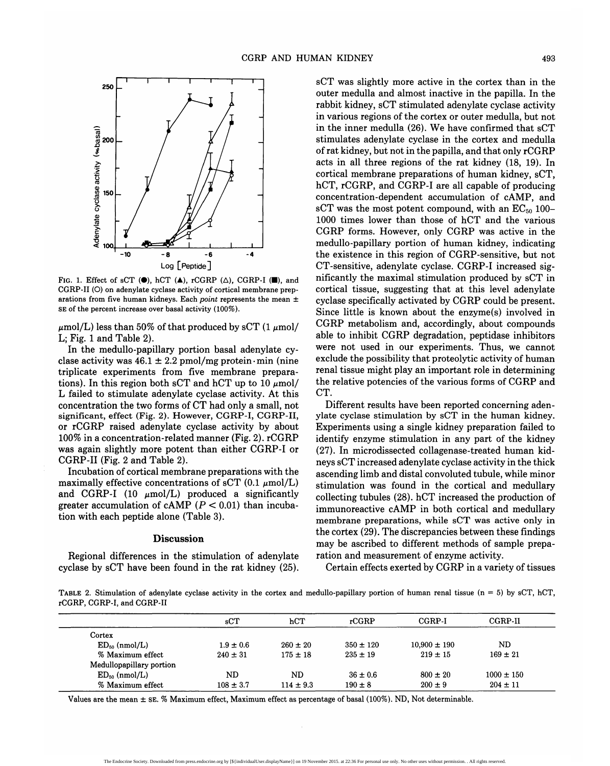FIG. 1. Effect of sCT (●), hCT (▲), rCGRP (△), CGRP-I (■), and CGRP-II (○) on adenylate cyclase activity of cortical membrane preparations from five human kidneys. Each *point* represents the mean ± SE of the percent increase over basal activity (100%).

μmol/L) less than 50% of that produced by sCT (1 μmol/L; Fig. 1 and Table 2).

In the medullo-papillary portion basal adenylate cyclase activity was 46.1 ± 2.2 pmol/mg protein·min (nine triplicate experiments from five membrane preparations). In this region both sCT and hCT up to 10 μmol/L failed to stimulate adenylate cyclase activity. At this concentration the two forms of CT had only a small, not significant, effect (Fig. 2). However, CGRP-I, CGRP-II, or rCGRP raised adenylate cyclase activity by about 100% in a concentration-related manner (Fig. 2). rCGRP was again slightly more potent than either CGRP-I or CGRP-II (Fig. 2 and Table 2).

Incubation of cortical membrane preparations with the maximally effective concentrations of sCT (0.1 μmol/L) and CGRP-I (10 μmol/L) produced a significantly greater accumulation of cAMP ($P < 0.01$) than incubation with each peptide alone (Table 3).

## Discussion

Regional differences in the stimulation of adenylate cyclase by sCT have been found in the rat kidney (25). sCT was slightly more active in the cortex than in the outer medulla and almost inactive in the papilla. In the rabbit kidney, sCT stimulated adenylate cyclase activity in various regions of the cortex or outer medulla, but not in the inner medulla (26). We have confirmed that sCT stimulates adenylate cyclase in the cortex and medulla of rat kidney, but not in the papilla, and that only rCGRP acts in all three regions of the rat kidney (18, 19). In cortical membrane preparations of human kidney, sCT, hCT, rCGRP, and CGRP-I are all capable of producing concentration-dependent accumulation of cAMP, and sCT was the most potent compound, with an $EC_{50}$ 100–1000 times lower than those of hCT and the various CGRP forms. However, only CGRP was active in the medullo-papillary portion of human kidney, indicating the existence in this region of CGRP-sensitive, but not CT-sensitive, adenylate cyclase. CGRP-I increased significantly the maximal stimulation produced by sCT in cortical tissue, suggesting that at this level adenylate cyclase specifically activated by CGRP could be present. Since little is known about the enzyme(s) involved in CGRP metabolism and, accordingly, about compounds able to inhibit CGRP degradation, peptidase inhibitors were not used in our experiments. Thus, we cannot exclude the possibility that proteolytic activity of human renal tissue might play an important role in determining the relative potencies of the various forms of CGRP and CT.

Different results have been reported concerning adenylate cyclase stimulation by sCT in the human kidney. Experiments using a single kidney preparation failed to identify enzyme stimulation in any part of the kidney (27). In microdissected collagenase-treated human kidneys sCT increased adenylate cyclase activity in the thick ascending limb and distal convoluted tubule, while minor stimulation was found in the cortical and medullary collecting tubules (28). hCT increased the production of immunoreactive cAMP in both cortical and medullary membrane preparations, while sCT was active only in the cortex (29). The discrepancies between these findings may be ascribed to different methods of sample preparation and measurement of enzyme activity.

Certain effects exerted by CGRP in a variety of tissues

TABLE 2. Stimulation of adenylate cyclase activity in the cortex and medullo-papillary portion of human renal tissue (n = 5) by sCT, hCT, rCGRP, CGRP-I, and CGRP-II

| | sCT | hCT | rCGRP | CGRP-I | CGRP-II |
|---|---|---|---|---|---|
| Cortex | | | | | |
| $ED_{50}$ (nmol/L) | 1.9 ± 0.6 | 260 ± 20 | 350 ± 120 | 10,900 ± 190 | ND |
| % Maximum effect | 240 ± 31 | 175 ± 18 | 235 ± 19 | 219 ± 15 | 169 ± 21 |
| Medullopapillary portion | | | | | |
| $ED_{50}$ (nmol/L) | ND | ND | 36 ± 0.6 | 800 ± 20 | 1000 ± 150 |
| % Maximum effect | 108 ± 3.7 | 114 ± 9.3 | 190 ± 8 | 200 ± 9 | 204 ± 11 |

Values are the mean ± SE. % Maximum effect, Maximum effect as percentage of basal (100%). ND, Not determinable.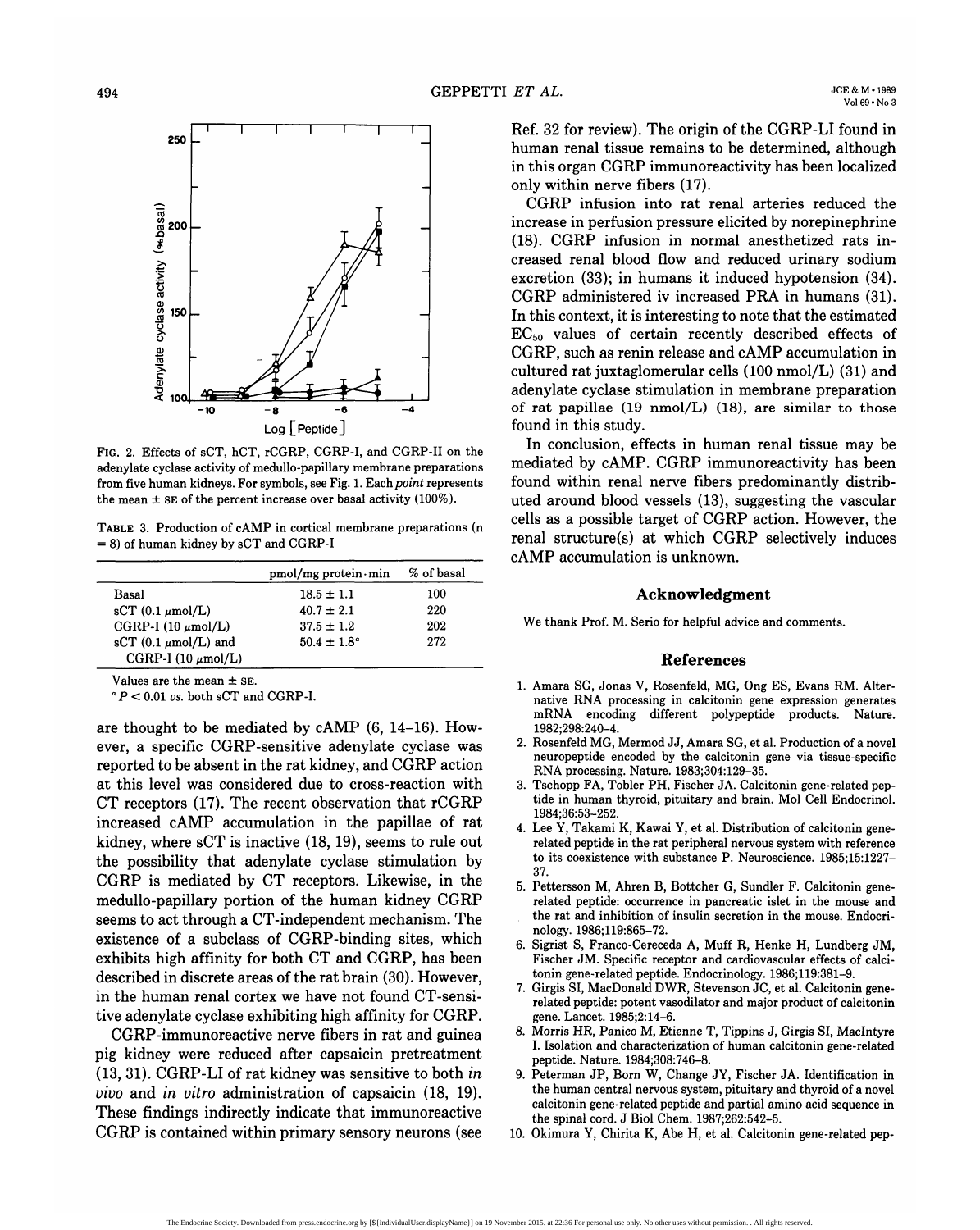FIG. 2. Effects of sCT, hCT, rCGRP, CGRP-I, and CGRP-II on the adenylate cyclase activity of medullo-papillary membrane preparations from five human kidneys. For symbols, see Fig. 1. Each *point* represents the mean ± SE of the percent increase over basal activity (100%).

TABLE 3. Production of cAMP in cortical membrane preparations (n = 8) of human kidney by sCT and CGRP-I

| | pmol/mg protein·min | % of basal |
|---|---|---|
| Basal | 18.5 ± 1.1 | 100 |
| sCT (0.1 μmol/L) | 40.7 ± 2.1 | 220 |
| CGRP-I (10 μmol/L) | 37.5 ± 1.2 | 202 |
| sCT (0.1 μmol/L) and CGRP-I (10 μmol/L) | 50.4 ± 1.8[a] | 272 |

Values are the mean ± SE.

[a] $P < 0.01$ *vs.* both sCT and CGRP-I.

are thought to be mediated by cAMP (6, 14–16). However, a specific CGRP-sensitive adenylate cyclase was reported to be absent in the rat kidney, and CGRP action at this level was considered due to cross-reaction with CT receptors (17). The recent observation that rCGRP increased cAMP accumulation in the papillae of rat kidney, where sCT is inactive (18, 19), seems to rule out the possibility that adenylate cyclase stimulation by CGRP is mediated by CT receptors. Likewise, in the medullo-papillary portion of the human kidney CGRP seems to act through a CT-independent mechanism. The existence of a subclass of CGRP-binding sites, which exhibits high affinity for both CT and CGRP, has been described in discrete areas of the rat brain (30). However, in the human renal cortex we have not found CT-sensitive adenylate cyclase exhibiting high affinity for CGRP.

CGRP-immunoreactive nerve fibers in rat and guinea pig kidney were reduced after capsaicin pretreatment (13, 31). CGRP-LI of rat kidney was sensitive to both *in vivo* and *in vitro* administration of capsaicin (18, 19). These findings indirectly indicate that immunoreactive CGRP is contained within primary sensory neurons (see Ref. 32 for review). The origin of the CGRP-LI found in human renal tissue remains to be determined, although in this organ CGRP immunoreactivity has been localized only within nerve fibers (17).

CGRP infusion into rat renal arteries reduced the increase in perfusion pressure elicited by norepinephrine (18). CGRP infusion in normal anesthetized rats increased renal blood flow and reduced urinary sodium excretion (33); in humans it induced hypotension (34). CGRP administered iv increased PRA in humans (31). In this context, it is interesting to note that the estimated $EC_{50}$ values of certain recently described effects of CGRP, such as renin release and cAMP accumulation in cultured rat juxtaglomerular cells (100 nmol/L) (31) and adenylate cyclase stimulation in membrane preparation of rat papillae (19 nmol/L) (18), are similar to those found in this study.

In conclusion, effects in human renal tissue may be mediated by cAMP. CGRP immunoreactivity has been found within renal nerve fibers predominantly distributed around blood vessels (13), suggesting the vascular cells as a possible target of CGRP action. However, the renal structure(s) at which CGRP selectively induces cAMP accumulation is unknown.

## Acknowledgment

We thank Prof. M. Serio for helpful advice and comments.

## References

1. Amara SG, Jonas V, Rosenfeld, MG, Ong ES, Evans RM. Alternative RNA processing in calcitonin gene expression generates mRNA encoding different polypeptide products. Nature. 1982;298:240–4.
2. Rosenfeld MG, Mermod JJ, Amara SG, et al. Production of a novel neuropeptide encoded by the calcitonin gene via tissue-specific RNA processing. Nature. 1983;304:129–35.
3. Tschopp FA, Tobler PH, Fischer JA. Calcitonin gene-related peptide in human thyroid, pituitary and brain. Mol Cell Endocrinol. 1984;36:53–252.
4. Lee Y, Takami K, Kawai Y, et al. Distribution of calcitonin gene-related peptide in the rat peripheral nervous system with reference to its coexistence with substance P. Neuroscience. 1985;15:1227–37.
5. Pettersson M, Ahren B, Bottcher G, Sundler F. Calcitonin gene-related peptide: occurrence in pancreatic islet in the mouse and the rat and inhibition of insulin secretion in the mouse. Endocrinology. 1986;119:865–72.
6. Sigrist S, Franco-Cereceda A, Muff R, Henke H, Lundberg JM, Fischer JM. Specific receptor and cardiovascular effects of calcitonin gene-related peptide. Endocrinology. 1986;119:381–9.
7. Girgis SI, MacDonald DWR, Stevenson JC, et al. Calcitonin gene-related peptide: potent vasodilator and major product of calcitonin gene. Lancet. 1985;2:14–6.
8. Morris HR, Panico M, Etienne T, Tippins J, Girgis SI, MacIntyre I. Isolation and characterization of human calcitonin gene-related peptide. Nature. 1984;308:746–8.
9. Peterman JP, Born W, Change JY, Fischer JA. Identification in the human central nervous system, pituitary and thyroid of a novel calcitonin gene-related peptide and partial amino acid sequence in the spinal cord. J Biol Chem. 1987;262:542–5.
10. Okimura Y, Chirita K, Abe H, et al. Calcitonin gene-related pep-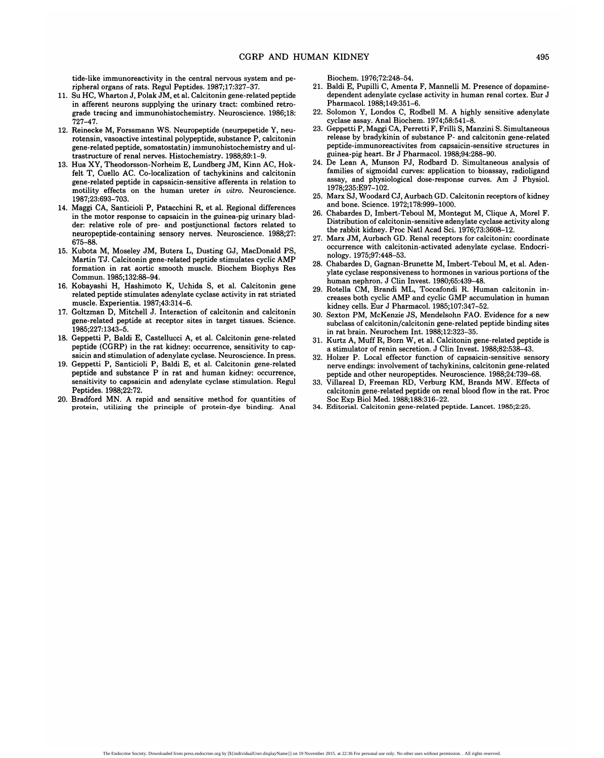tide-like immunoreactivity in the central nervous system and peripheral organs of rats. Regul Peptides. 1987;17:327–37.

11. Su HC, Wharton J, Polak JM, et al. Calcitonin gene-related peptide in afferent neurons supplying the urinary tract: combined retrograde tracing and immunohistochemistry. Neuroscience. 1986;18: 727–47.
12. Reinecke M, Forssmann WS. Neuropeptide (neurpepetide Y, neurotensin, vasoactive intestinal polypeptide, substance P, calcitonin gene-related peptide, somatostatin) immunohistochemistry and ultrastructure of renal nerves. Histochemistry. 1988;89:1–9.
13. Hua XY, Theodorsson-Norheim E, Lundberg JM, Kinn AC, Hokfelt T, Cuello AC. Co-localization of tachykinins and calcitonin gene-related peptide in capsaicin-sensitive afferents in relation to motility effects on the human ureter *in vitro*. Neuroscience. 1987;23:693–703.
14. Maggi CA, Santicioli P, Patacchini R, et al. Regional differences in the motor response to capsaicin in the guinea-pig urinary bladder: relative role of pre- and postjunctional factors related to neuropeptide-containing sensory nerves. Neuroscience. 1988;27: 675–88.
15. Kubota M, Moseley JM, Butera L, Dusting GJ, MacDonald PS, Martin TJ. Calcitonin gene-related peptide stimulates cyclic AMP formation in rat aortic smooth muscle. Biochem Biophys Res Commun. 1985;132:88–94.
16. Kobayashi H, Hashimoto K, Uchida S, et al. Calcitonin gene related peptide stimulates adenylate cyclase activity in rat striated muscle. Experientia. 1987;43:314–6.
17. Goltzman D, Mitchell J. Interaction of calcitonin and calcitonin gene-related peptide at receptor sites in target tissues. Science. 1985;227:1343–5.
18. Geppetti P, Baldi E, Castellucci A, et al. Calcitonin gene-related peptide (CGRP) in the rat kidney: occurrence, sensitivity to capsaicin and stimulation of adenylate cyclase. Neuroscience. In press.
19. Geppetti P, Santicioli P, Baldi E, et al. Calcitonin gene-related peptide and substance P in rat and human kidney: occurrence, sensitivity to capsaicin and adenylate cyclase stimulation. Regul Peptides. 1988;22:72.
20. Bradford MN. A rapid and sensitive method for quantities of protein, utilizing the principle of protein-dye binding. Anal Biochem. 1976;72:248–54.
21. Baldi E, Pupilli C, Amenta F, Mannelli M. Presence of dopamine-dependent adenylate cyclase activity in human renal cortex. Eur J Pharmacol. 1988;149:351–6.
22. Solomon Y, Londos C, Rodbell M. A highly sensitive adenylate cyclase assay. Anal Biochem. 1974;58:541–8.
23. Geppetti P, Maggi CA, Perretti F, Frilli S, Manzini S. Simultaneous release by bradykinin of substance P- and calcitonin gene-related peptide-immunoreactivites from capsaicin-sensitive structures in guinea-pig heart. Br J Pharmacol. 1988;94:288–90.
24. De Lean A, Munson PJ, Rodbard D. Simultaneous analysis of families of sigmoidal curves: application to bioassay, radioligand assay, and physiological dose-response curves. Am J Physiol. 1978;235:E97–102.
25. Marx SJ, Woodard CJ, Aurbach GD. Calcitonin receptors of kidney and bone. Science. 1972;178:999–1000.
26. Chabardes D, Imbert-Teboul M, Montegut M, Clique A, Morel F. Distribution of calcitonin-sensitive adenylate cyclase activity along the rabbit kidney. Proc Natl Acad Sci. 1976;73:3608–12.
27. Marx JM, Aurbach GD. Renal receptors for calcitonin: coordinate occurrence with calcitonin-activated adenylate cyclase. Endocrinology. 1975;97:448–53.
28. Chabardes D, Gagnan-Brunette M, Imbert-Teboul M, et al. Adenylate cyclase responsiveness to hormones in various portions of the human nephron. J Clin Invest. 1980;65:439–48.
29. Rotella CM, Brandi ML, Toccafondi R. Human calcitonin increases both cyclic AMP and cyclic GMP accumulation in human kidney cells. Eur J Pharmacol. 1985;107:347–52.
30. Sexton PM, McKenzie JS, Mendelsohn FAO. Evidence for a new subclass of calcitonin/calcitonin gene-related peptide binding sites in rat brain. Neurochem Int. 1988;12:323–35.
31. Kurtz A, Muff R, Born W, et al. Calcitonin gene-related peptide is a stimulator of renin secretion. J Clin Invest. 1988;82:538–43.
32. Holzer P. Local effector function of capsaicin-sensitive sensory nerve endings: involvement of tachykinins, calcitonin gene-related peptide and other neuropeptides. Neuroscience. 1988;24:739–68.
33. Villareal D, Freeman RD, Verburg KM, Brands MW. Effects of calcitonin gene-related peptide on renal blood flow in the rat. Proc Soc Exp Biol Med. 1988;188:316–22.
34. Editorial. Calcitonin gene-related peptide. Lancet. 1985;2:25.